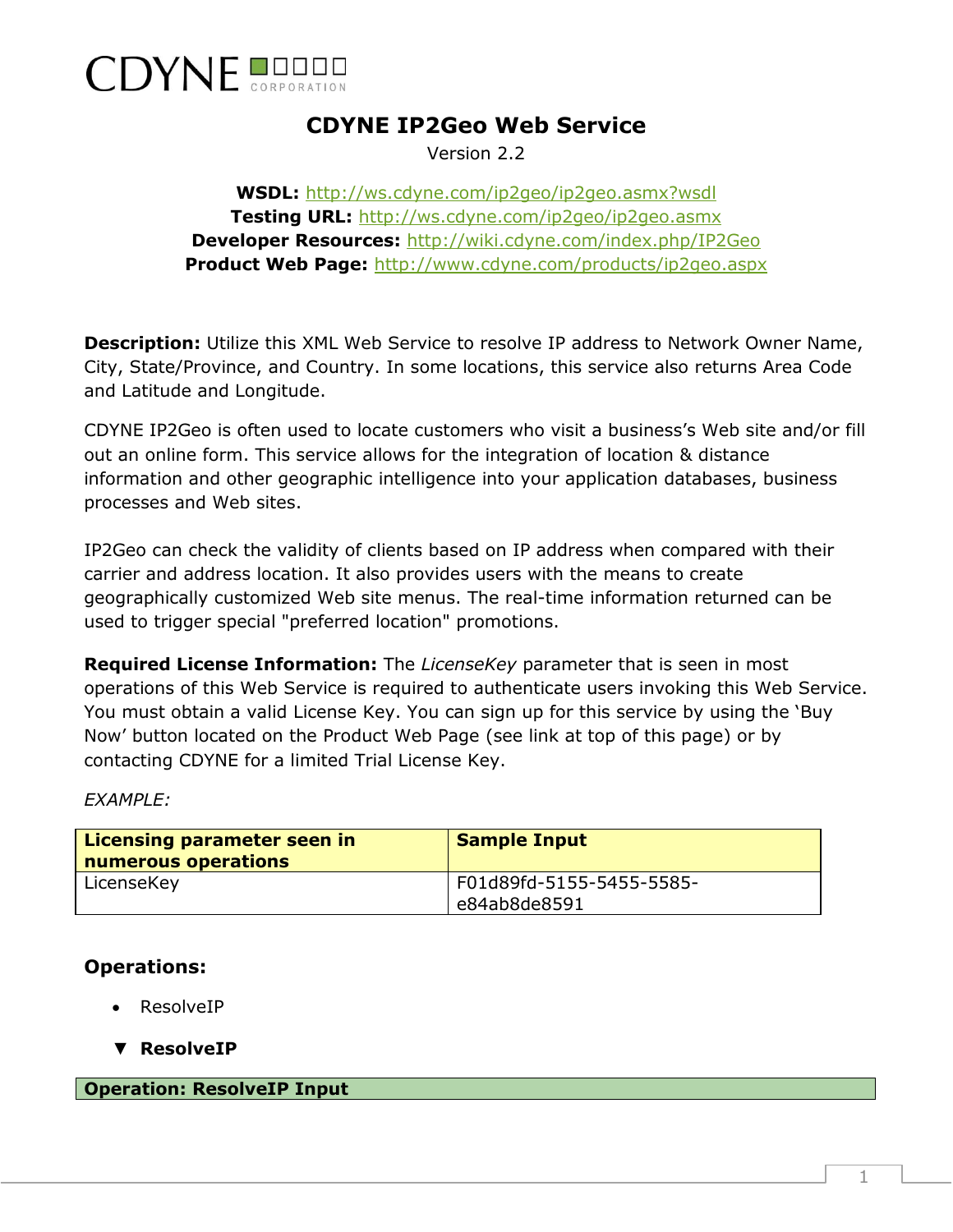CDYNE CORPORATION

# CDYNE IP2Geo Web Service

Version 2.2

**WSDL:** http://ws.cdyne.com/ip2geo/ip2geo.asmx?wsdl
**Testing URL:** http://ws.cdyne.com/ip2geo/ip2geo.asmx
**Developer Resources:** http://wiki.cdyne.com/index.php/IP2Geo
**Product Web Page:** http://www.cdyne.com/products/ip2geo.aspx

**Description:** Utilize this XML Web Service to resolve IP address to Network Owner Name, City, State/Province, and Country. In some locations, this service also returns Area Code and Latitude and Longitude.

CDYNE IP2Geo is often used to locate customers who visit a business's Web site and/or fill out an online form. This service allows for the integration of location & distance information and other geographic intelligence into your application databases, business processes and Web sites.

IP2Geo can check the validity of clients based on IP address when compared with their carrier and address location. It also provides users with the means to create geographically customized Web site menus. The real-time information returned can be used to trigger special "preferred location" promotions.

**Required License Information:** The *LicenseKey* parameter that is seen in most operations of this Web Service is required to authenticate users invoking this Web Service. You must obtain a valid License Key. You can sign up for this service by using the 'Buy Now' button located on the Product Web Page (see link at top of this page) or by contacting CDYNE for a limited Trial License Key.

*EXAMPLE:*

| Licensing parameter seen in numerous operations | Sample Input |
| --- | --- |
| LicenseKey | F01d89fd-5155-5455-5585-e84ab8de8591 |

## Operations:

- ResolveIP

### ▼ ResolveIP

**Operation: ResolveIP Input**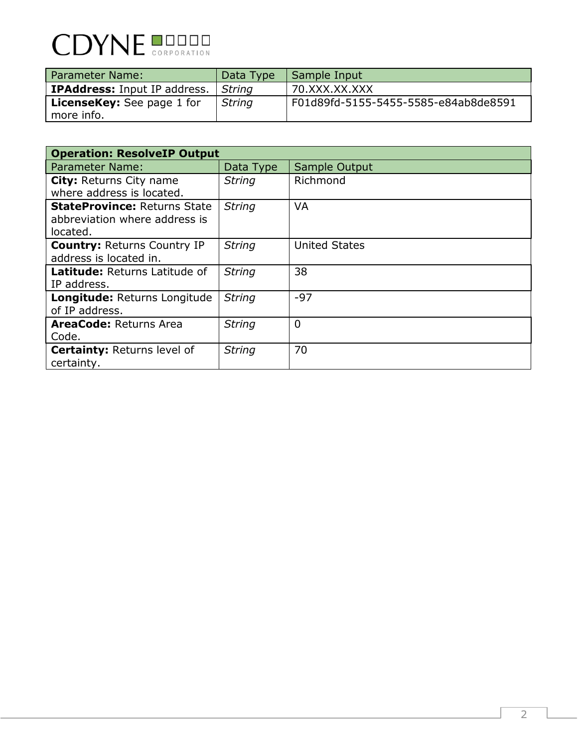| Parameter Name: | Data Type | Sample Input |
| --- | --- | --- |
| **IPAddress:** Input IP address. | *String* | 70.XXX.XX.XXX |
| **LicenseKey:** See page 1 for more info. | *String* | F01d89fd-5155-5455-5585-e84ab8de8591 |

| **Operation: ResolveIP Output** | | |
| --- | --- | --- |
| Parameter Name: | Data Type | Sample Output |
| **City:** Returns City name where address is located. | *String* | Richmond |
| **StateProvince:** Returns State abbreviation where address is located. | *String* | VA |
| **Country:** Returns Country IP address is located in. | *String* | United States |
| **Latitude:** Returns Latitude of IP address. | *String* | 38 |
| **Longitude:** Returns Longitude of IP address. | *String* | -97 |
| **AreaCode:** Returns Area Code. | *String* | 0 |
| **Certainty:** Returns level of certainty. | *String* | 70 |